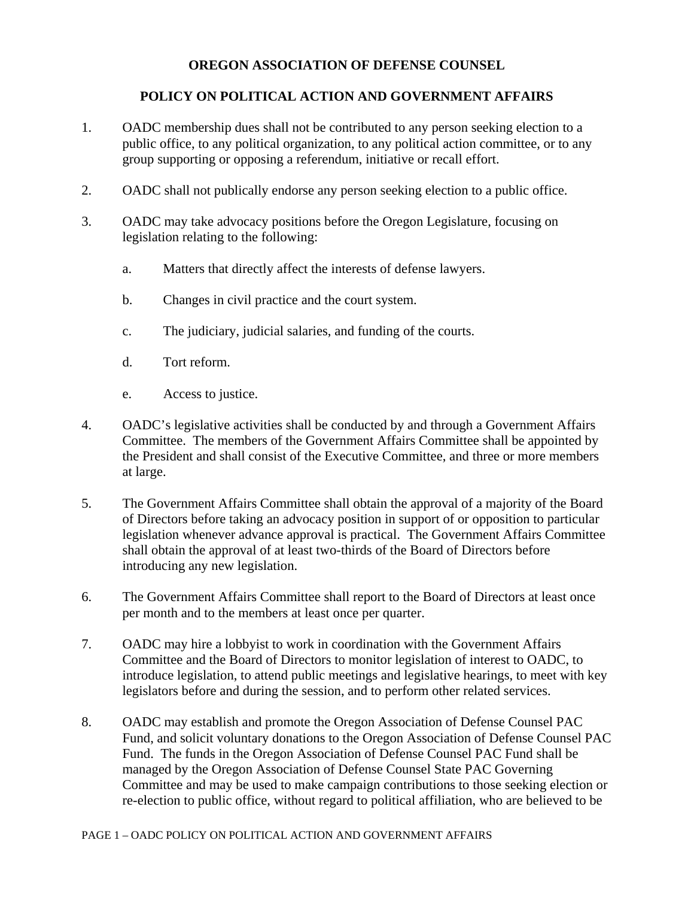# OREGON ASSOCIATION OF DEFENSE COUNSEL

## POLICY ON POLITICAL ACTION AND GOVERNMENT AFFAIRS

1. OADC membership dues shall not be contributed to any person seeking election to a public office, to any political organization, to any political action committee, or to any group supporting or opposing a referendum, initiative or recall effort.

2. OADC shall not publically endorse any person seeking election to a public office.

3. OADC may take advocacy positions before the Oregon Legislature, focusing on legislation relating to the following:

   a. Matters that directly affect the interests of defense lawyers.

   b. Changes in civil practice and the court system.

   c. The judiciary, judicial salaries, and funding of the courts.

   d. Tort reform.

   e. Access to justice.

4. OADC's legislative activities shall be conducted by and through a Government Affairs Committee. The members of the Government Affairs Committee shall be appointed by the President and shall consist of the Executive Committee, and three or more members at large.

5. The Government Affairs Committee shall obtain the approval of a majority of the Board of Directors before taking an advocacy position in support of or opposition to particular legislation whenever advance approval is practical. The Government Affairs Committee shall obtain the approval of at least two-thirds of the Board of Directors before introducing any new legislation.

6. The Government Affairs Committee shall report to the Board of Directors at least once per month and to the members at least once per quarter.

7. OADC may hire a lobbyist to work in coordination with the Government Affairs Committee and the Board of Directors to monitor legislation of interest to OADC, to introduce legislation, to attend public meetings and legislative hearings, to meet with key legislators before and during the session, and to perform other related services.

8. OADC may establish and promote the Oregon Association of Defense Counsel PAC Fund, and solicit voluntary donations to the Oregon Association of Defense Counsel PAC Fund. The funds in the Oregon Association of Defense Counsel PAC Fund shall be managed by the Oregon Association of Defense Counsel State PAC Governing Committee and may be used to make campaign contributions to those seeking election or re-election to public office, without regard to political affiliation, who are believed to be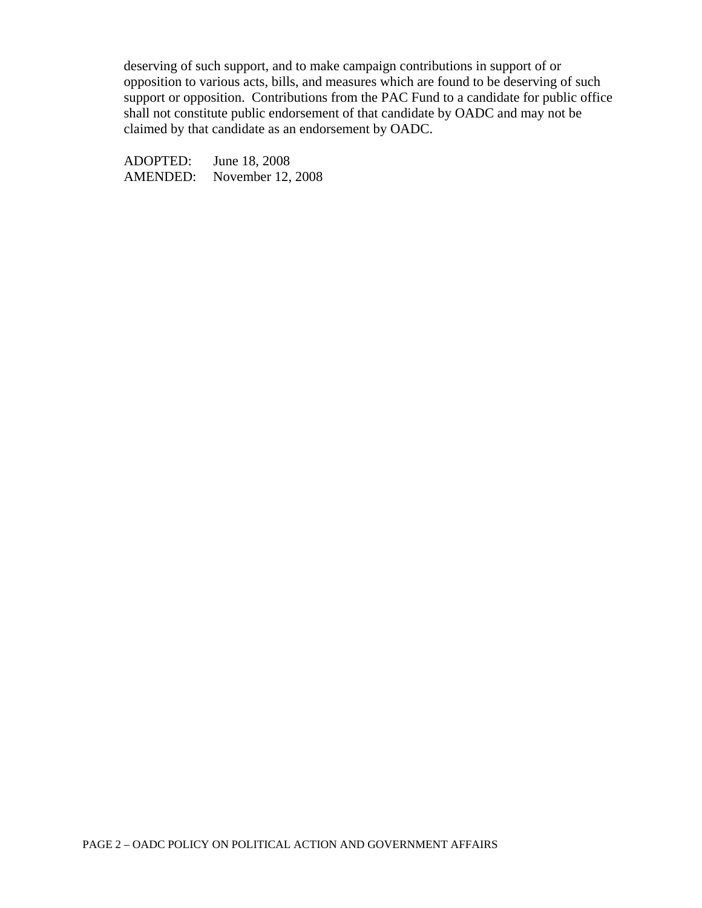deserving of such support, and to make campaign contributions in support of or opposition to various acts, bills, and measures which are found to be deserving of such support or opposition. Contributions from the PAC Fund to a candidate for public office shall not constitute public endorsement of that candidate by OADC and may not be claimed by that candidate as an endorsement by OADC.

ADOPTED: June 18, 2008
AMENDED: November 12, 2008